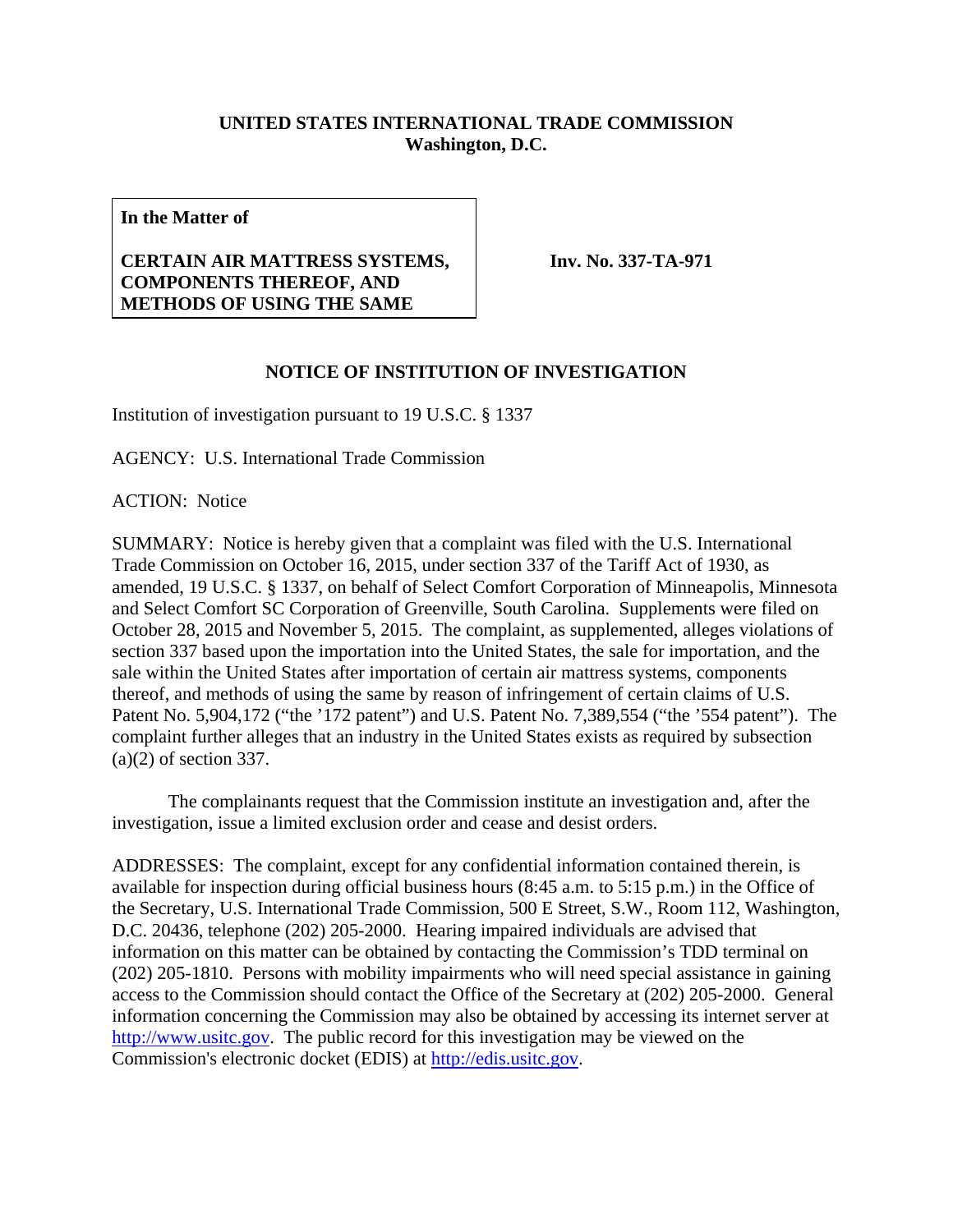**UNITED STATES INTERNATIONAL TRADE COMMISSION**
**Washington, D.C.**

| **In the Matter of**<br><br>**CERTAIN AIR MATTRESS SYSTEMS, COMPONENTS THEREOF, AND METHODS OF USING THE SAME** | **Inv. No. 337-TA-971** |
|---|---|

**NOTICE OF INSTITUTION OF INVESTIGATION**

Institution of investigation pursuant to 19 U.S.C. § 1337

AGENCY: U.S. International Trade Commission

ACTION: Notice

SUMMARY: Notice is hereby given that a complaint was filed with the U.S. International Trade Commission on October 16, 2015, under section 337 of the Tariff Act of 1930, as amended, 19 U.S.C. § 1337, on behalf of Select Comfort Corporation of Minneapolis, Minnesota and Select Comfort SC Corporation of Greenville, South Carolina. Supplements were filed on October 28, 2015 and November 5, 2015. The complaint, as supplemented, alleges violations of section 337 based upon the importation into the United States, the sale for importation, and the sale within the United States after importation of certain air mattress systems, components thereof, and methods of using the same by reason of infringement of certain claims of U.S. Patent No. 5,904,172 ("the '172 patent") and U.S. Patent No. 7,389,554 ("the '554 patent"). The complaint further alleges that an industry in the United States exists as required by subsection (a)(2) of section 337.

The complainants request that the Commission institute an investigation and, after the investigation, issue a limited exclusion order and cease and desist orders.

ADDRESSES: The complaint, except for any confidential information contained therein, is available for inspection during official business hours (8:45 a.m. to 5:15 p.m.) in the Office of the Secretary, U.S. International Trade Commission, 500 E Street, S.W., Room 112, Washington, D.C. 20436, telephone (202) 205-2000. Hearing impaired individuals are advised that information on this matter can be obtained by contacting the Commission's TDD terminal on (202) 205-1810. Persons with mobility impairments who will need special assistance in gaining access to the Commission should contact the Office of the Secretary at (202) 205-2000. General information concerning the Commission may also be obtained by accessing its internet server at http://www.usitc.gov. The public record for this investigation may be viewed on the Commission's electronic docket (EDIS) at http://edis.usitc.gov.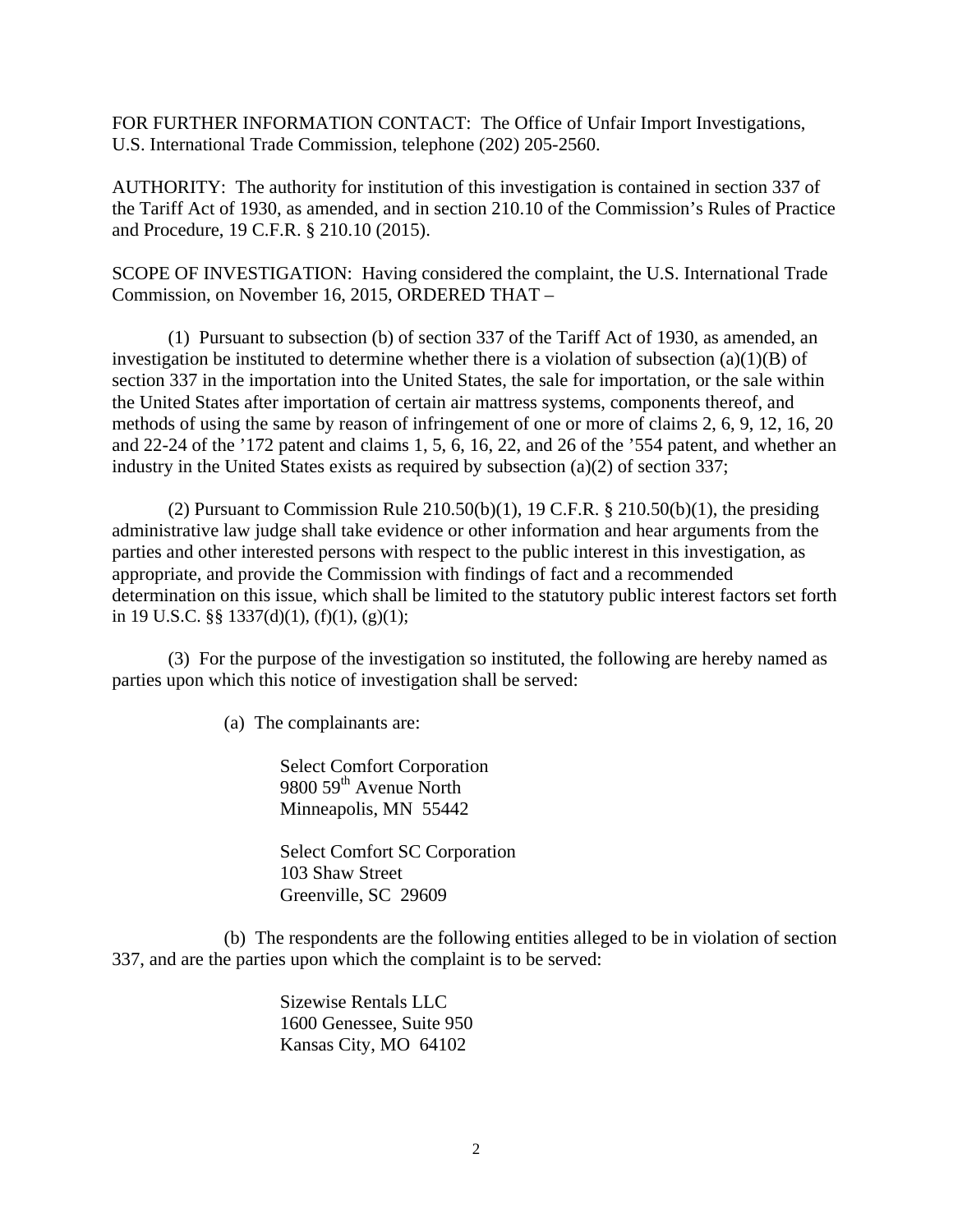FOR FURTHER INFORMATION CONTACT: The Office of Unfair Import Investigations, U.S. International Trade Commission, telephone (202) 205-2560.

AUTHORITY: The authority for institution of this investigation is contained in section 337 of the Tariff Act of 1930, as amended, and in section 210.10 of the Commission's Rules of Practice and Procedure, 19 C.F.R. § 210.10 (2015).

SCOPE OF INVESTIGATION: Having considered the complaint, the U.S. International Trade Commission, on November 16, 2015, ORDERED THAT –

(1) Pursuant to subsection (b) of section 337 of the Tariff Act of 1930, as amended, an investigation be instituted to determine whether there is a violation of subsection (a)(1)(B) of section 337 in the importation into the United States, the sale for importation, or the sale within the United States after importation of certain air mattress systems, components thereof, and methods of using the same by reason of infringement of one or more of claims 2, 6, 9, 12, 16, 20 and 22-24 of the '172 patent and claims 1, 5, 6, 16, 22, and 26 of the '554 patent, and whether an industry in the United States exists as required by subsection (a)(2) of section 337;

(2) Pursuant to Commission Rule 210.50(b)(1), 19 C.F.R. § 210.50(b)(1), the presiding administrative law judge shall take evidence or other information and hear arguments from the parties and other interested persons with respect to the public interest in this investigation, as appropriate, and provide the Commission with findings of fact and a recommended determination on this issue, which shall be limited to the statutory public interest factors set forth in 19 U.S.C. §§ 1337(d)(1), (f)(1), (g)(1);

(3) For the purpose of the investigation so instituted, the following are hereby named as parties upon which this notice of investigation shall be served:

(a) The complainants are:

Select Comfort Corporation
9800 59th Avenue North
Minneapolis, MN 55442

Select Comfort SC Corporation
103 Shaw Street
Greenville, SC 29609

(b) The respondents are the following entities alleged to be in violation of section 337, and are the parties upon which the complaint is to be served:

Sizewise Rentals LLC
1600 Genessee, Suite 950
Kansas City, MO 64102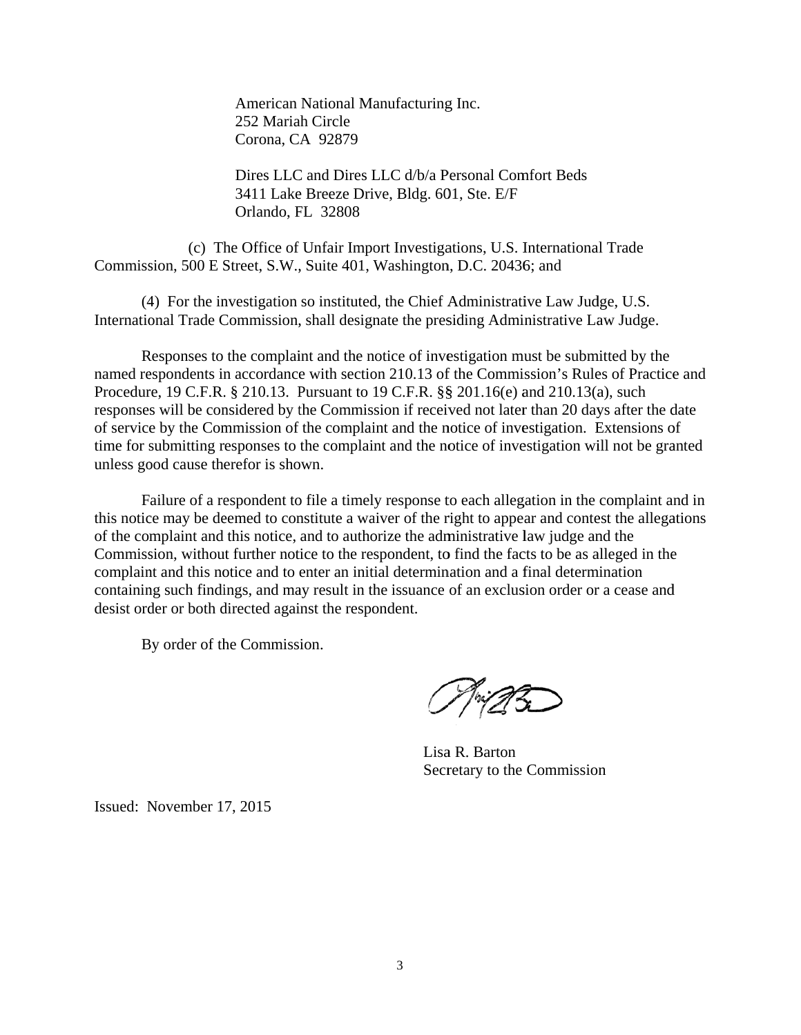American National Manufacturing Inc.
252 Mariah Circle
Corona, CA 92879

Dires LLC and Dires LLC d/b/a Personal Comfort Beds
3411 Lake Breeze Drive, Bldg. 601, Ste. E/F
Orlando, FL 32808

(c) The Office of Unfair Import Investigations, U.S. International Trade Commission, 500 E Street, S.W., Suite 401, Washington, D.C. 20436; and

(4) For the investigation so instituted, the Chief Administrative Law Judge, U.S. International Trade Commission, shall designate the presiding Administrative Law Judge.

Responses to the complaint and the notice of investigation must be submitted by the named respondents in accordance with section 210.13 of the Commission's Rules of Practice and Procedure, 19 C.F.R. § 210.13. Pursuant to 19 C.F.R. §§ 201.16(e) and 210.13(a), such responses will be considered by the Commission if received not later than 20 days after the date of service by the Commission of the complaint and the notice of investigation. Extensions of time for submitting responses to the complaint and the notice of investigation will not be granted unless good cause therefor is shown.

Failure of a respondent to file a timely response to each allegation in the complaint and in this notice may be deemed to constitute a waiver of the right to appear and contest the allegations of the complaint and this notice, and to authorize the administrative law judge and the Commission, without further notice to the respondent, to find the facts to be as alleged in the complaint and this notice and to enter an initial determination and a final determination containing such findings, and may result in the issuance of an exclusion order or a cease and desist order or both directed against the respondent.

By order of the Commission.

Lisa R. Barton
Secretary to the Commission

Issued: November 17, 2015